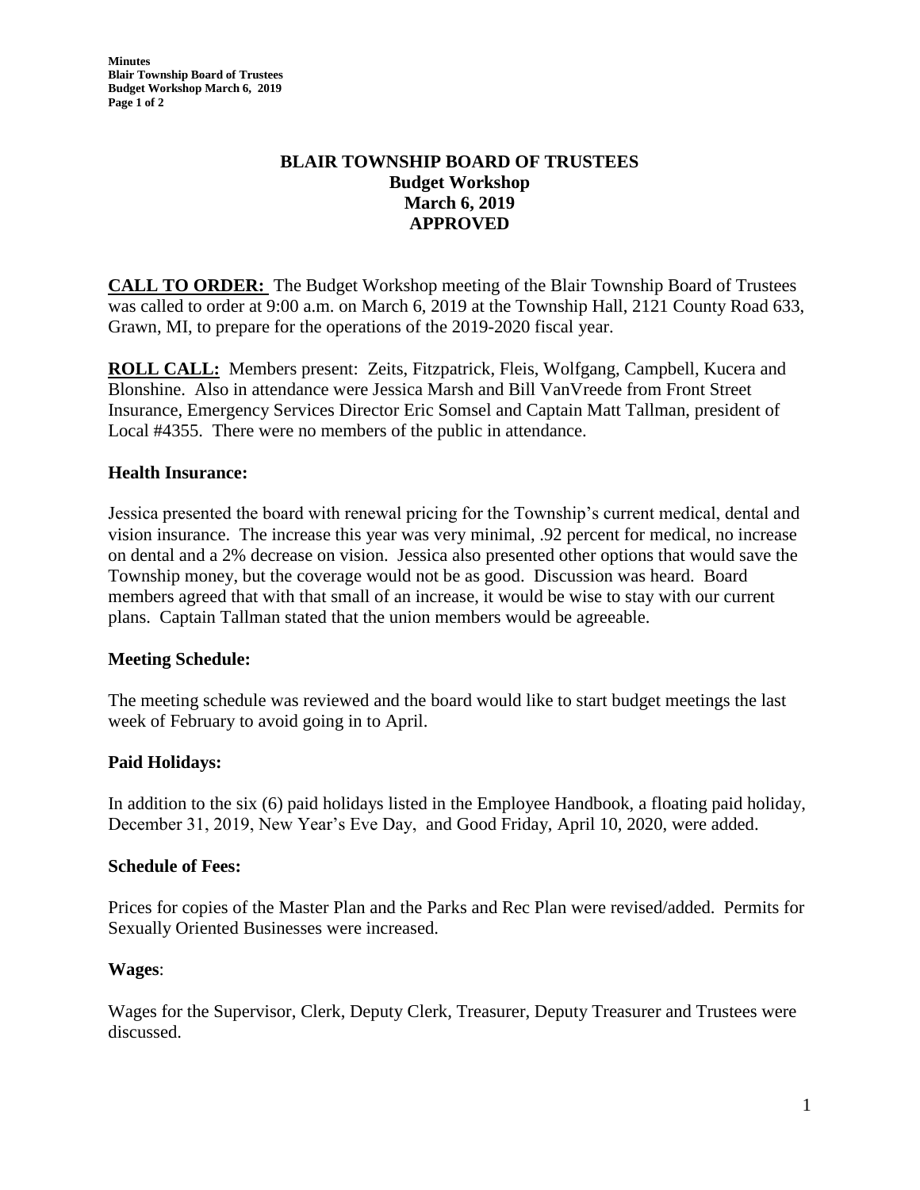# BLAIR TOWNSHIP BOARD OF TRUSTEES
## Budget Workshop
## March 6, 2019
## APPROVED

**CALL TO ORDER:** The Budget Workshop meeting of the Blair Township Board of Trustees was called to order at 9:00 a.m. on March 6, 2019 at the Township Hall, 2121 County Road 633, Grawn, MI, to prepare for the operations of the 2019-2020 fiscal year.

**ROLL CALL:** Members present: Zeits, Fitzpatrick, Fleis, Wolfgang, Campbell, Kucera and Blonshine. Also in attendance were Jessica Marsh and Bill VanVreede from Front Street Insurance, Emergency Services Director Eric Somsel and Captain Matt Tallman, president of Local #4355. There were no members of the public in attendance.

### Health Insurance:

Jessica presented the board with renewal pricing for the Township's current medical, dental and vision insurance. The increase this year was very minimal, .92 percent for medical, no increase on dental and a 2% decrease on vision. Jessica also presented other options that would save the Township money, but the coverage would not be as good. Discussion was heard. Board members agreed that with that small of an increase, it would be wise to stay with our current plans. Captain Tallman stated that the union members would be agreeable.

### Meeting Schedule:

The meeting schedule was reviewed and the board would like to start budget meetings the last week of February to avoid going in to April.

### Paid Holidays:

In addition to the six (6) paid holidays listed in the Employee Handbook, a floating paid holiday, December 31, 2019, New Year's Eve Day, and Good Friday, April 10, 2020, were added.

### Schedule of Fees:

Prices for copies of the Master Plan and the Parks and Rec Plan were revised/added. Permits for Sexually Oriented Businesses were increased.

### Wages:

Wages for the Supervisor, Clerk, Deputy Clerk, Treasurer, Deputy Treasurer and Trustees were discussed.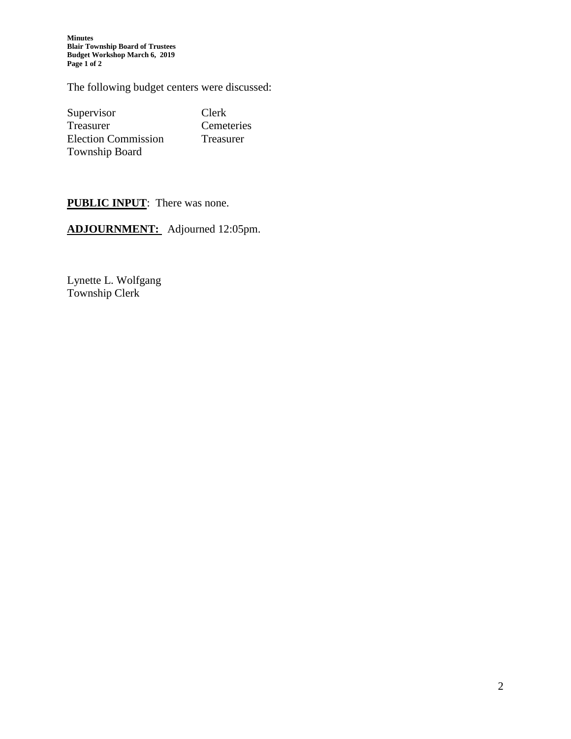The following budget centers were discussed:

| | |
|---|---|
| Supervisor | Clerk |
| Treasurer | Cemeteries |
| Election Commission | Treasurer |
| Township Board | |

**PUBLIC INPUT**: There was none.

**ADJOURNMENT:** Adjourned 12:05pm.

Lynette L. Wolfgang
Township Clerk